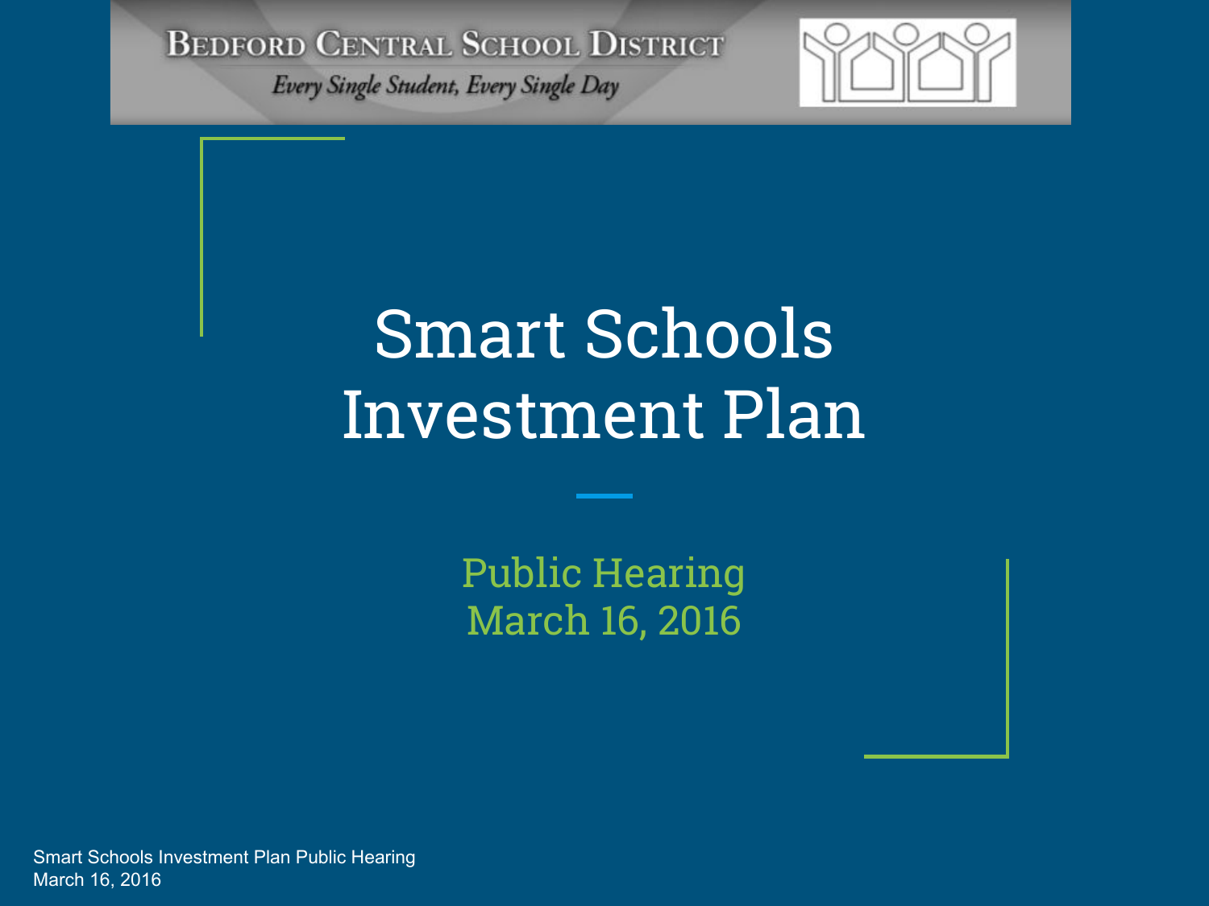Bedford Central School District

*Every Single Student, Every Single Day*

# Smart Schools Investment Plan

## Public Hearing
## March 16, 2016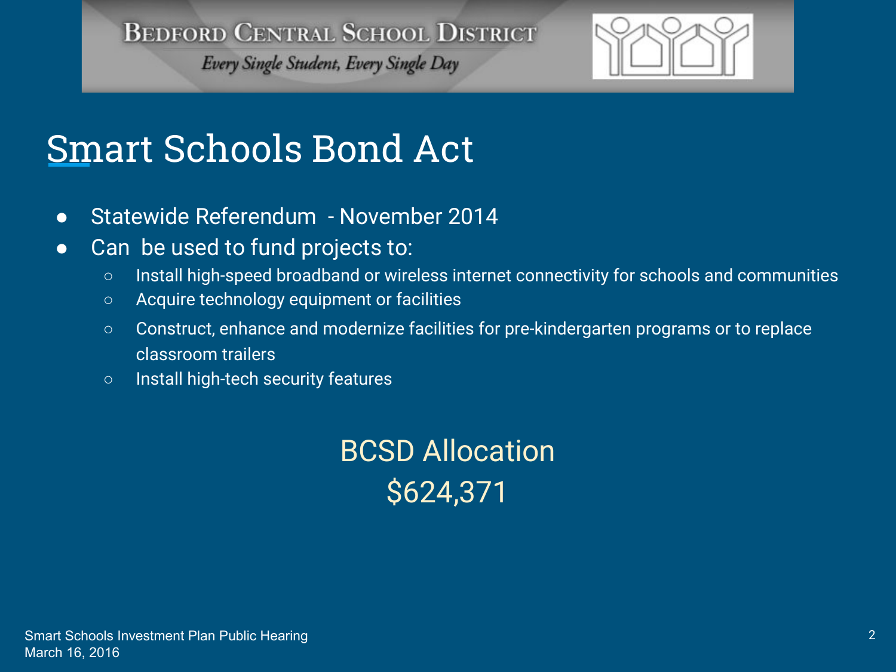# Smart Schools Bond Act

- Statewide Referendum - November 2014
- Can be used to fund projects to:
  - Install high-speed broadband or wireless internet connectivity for schools and communities
  - Acquire technology equipment or facilities
  - Construct, enhance and modernize facilities for pre-kindergarten programs or to replace classroom trailers
  - Install high-tech security features

## BCSD Allocation

## $624,371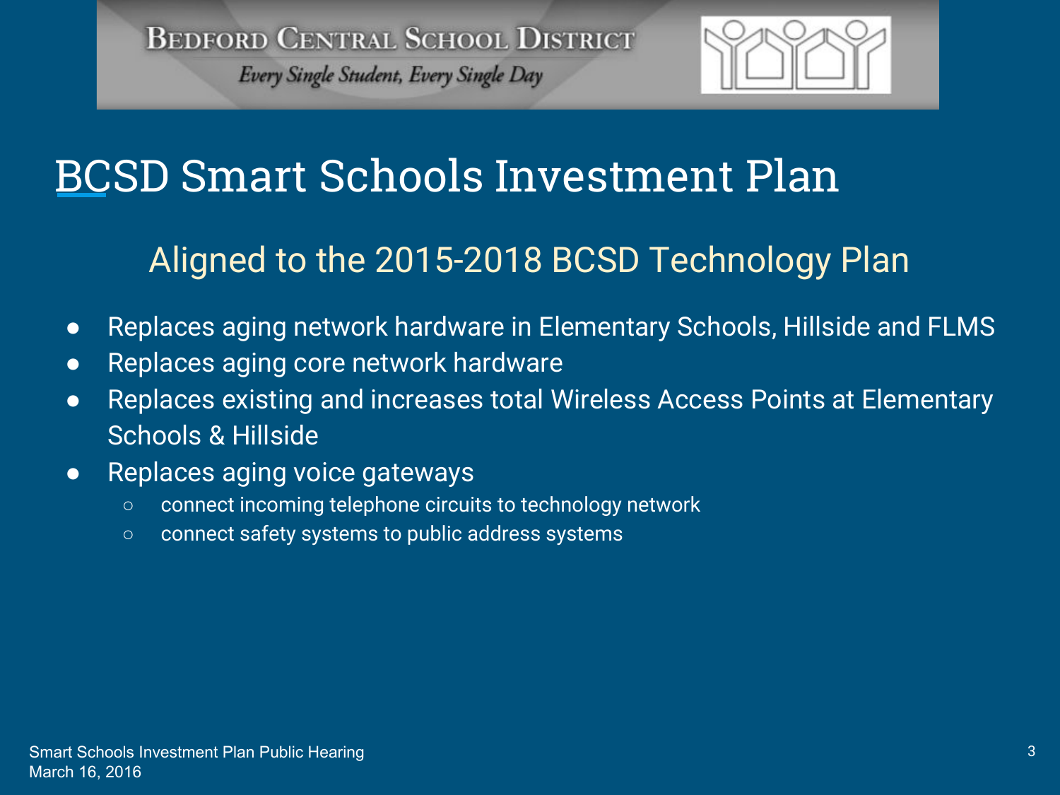Bedford Central School District

*Every Single Student, Every Single Day*

# BCSD Smart Schools Investment Plan

## Aligned to the 2015-2018 BCSD Technology Plan

- Replaces aging network hardware in Elementary Schools, Hillside and FLMS
- Replaces aging core network hardware
- Replaces existing and increases total Wireless Access Points at Elementary Schools & Hillside
- Replaces aging voice gateways
  - connect incoming telephone circuits to technology network
  - connect safety systems to public address systems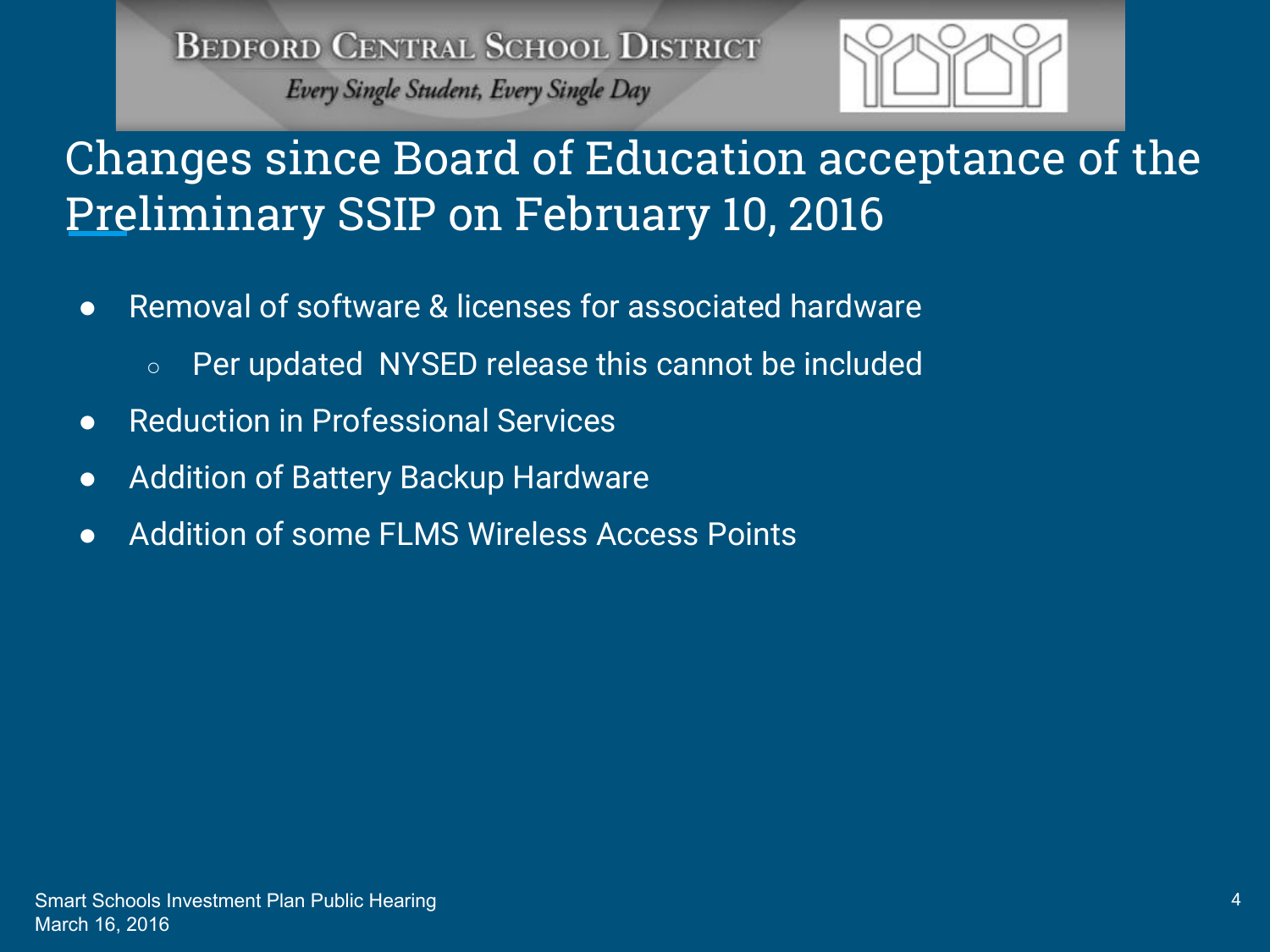# Changes since Board of Education acceptance of the Preliminary SSIP on February 10, 2016

- Removal of software & licenses for associated hardware
  - Per updated NYSED release this cannot be included
- Reduction in Professional Services
- Addition of Battery Backup Hardware
- Addition of some FLMS Wireless Access Points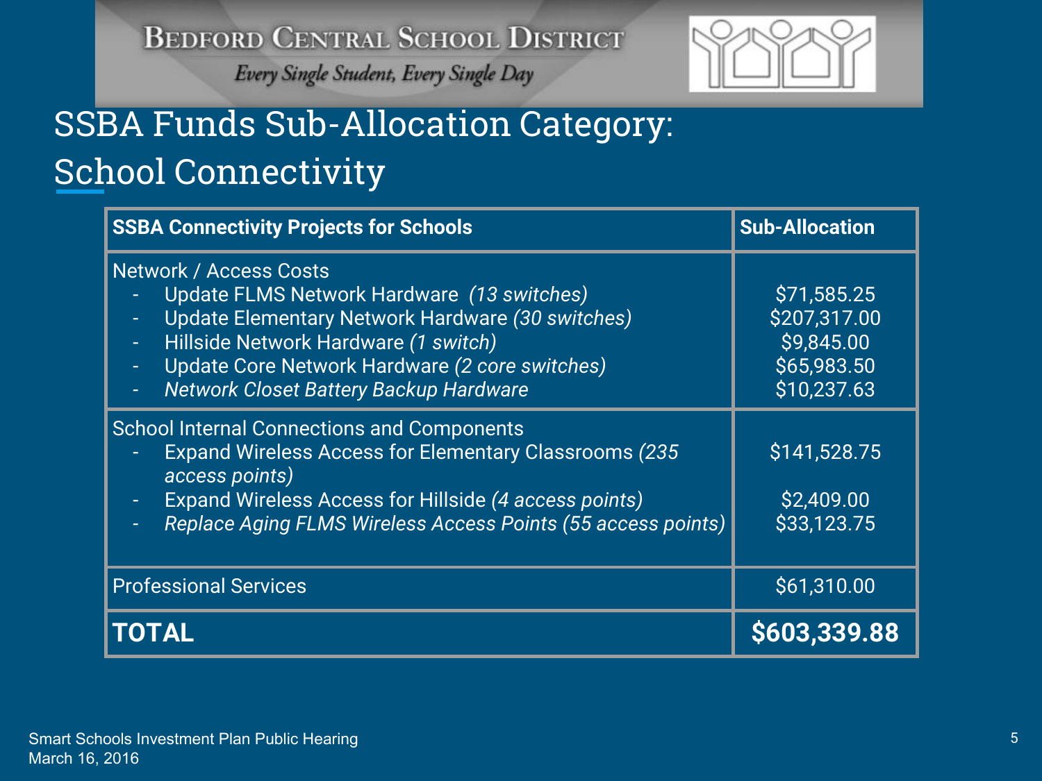Bedford Central School District

*Every Single Student, Every Single Day*

# SSBA Funds Sub-Allocation Category: School Connectivity

| SSBA Connectivity Projects for Schools | Sub-Allocation |
|---|---|
| Network / Access Costs | |
| - Update FLMS Network Hardware *(13 switches)* | $71,585.25 |
| - Update Elementary Network Hardware *(30 switches)* | $207,317.00 |
| - Hillside Network Hardware *(1 switch)* | $9,845.00 |
| - Update Core Network Hardware *(2 core switches)* | $65,983.50 |
| - *Network Closet Battery Backup Hardware* | $10,237.63 |
| School Internal Connections and Components | |
| - Expand Wireless Access for Elementary Classrooms *(235 access points)* | $141,528.75 |
| - Expand Wireless Access for Hillside *(4 access points)* | $2,409.00 |
| - *Replace Aging FLMS Wireless Access Points (55 access points)* | $33,123.75 |
| Professional Services | $61,310.00 |
| **TOTAL** | **$603,339.88** |

Smart Schools Investment Plan Public Hearing
March 16, 2016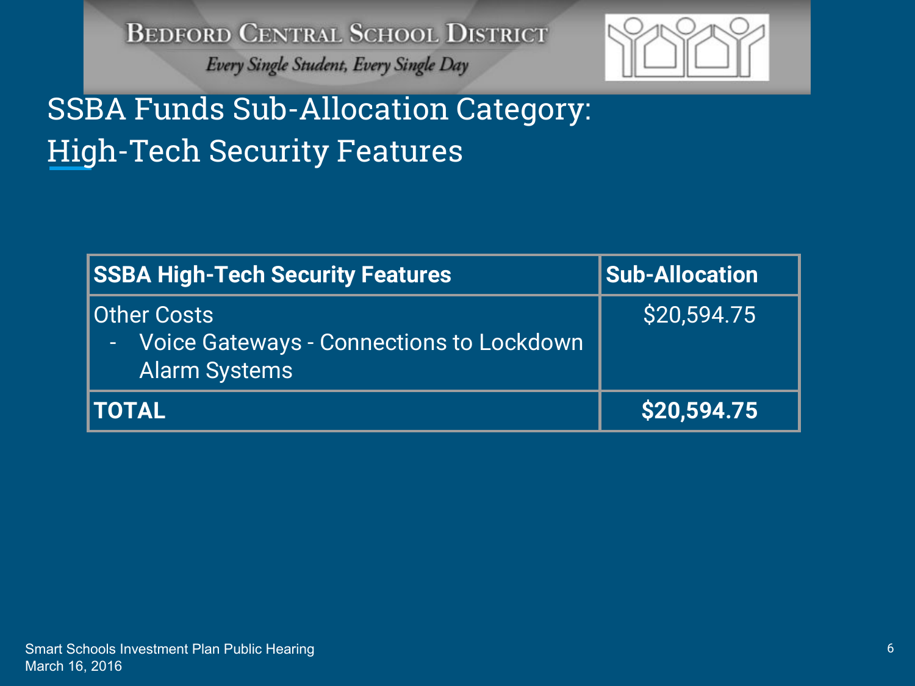Bedford Central School District

*Every Single Student, Every Single Day*

# SSBA Funds Sub-Allocation Category: High-Tech Security Features

| SSBA High-Tech Security Features | Sub-Allocation |
|---|---|
| Other Costs<br>- Voice Gateways - Connections to Lockdown Alarm Systems | $20,594.75 |
| **TOTAL** | **$20,594.75** |

Smart Schools Investment Plan Public Hearing
March 16, 2016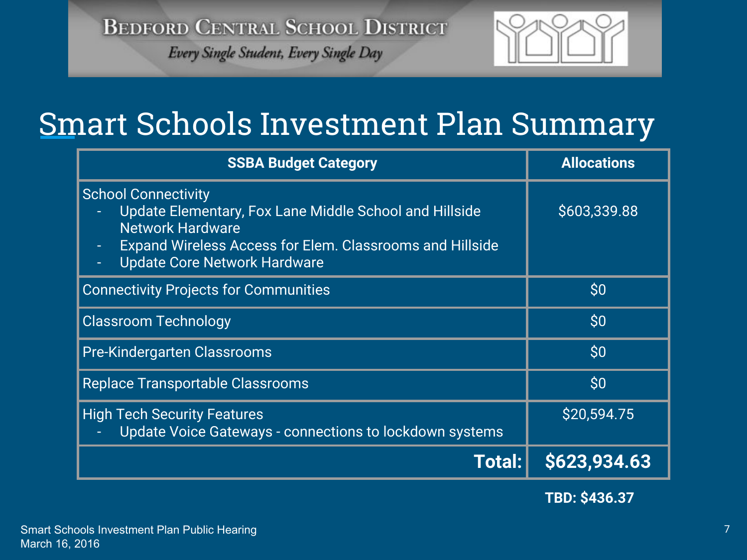Bedford Central School District

*Every Single Student, Every Single Day*

# Smart Schools Investment Plan Summary

| SSBA Budget Category | Allocations |
| --- | --- |
| School Connectivity<br>- Update Elementary, Fox Lane Middle School and Hillside Network Hardware<br>- Expand Wireless Access for Elem. Classrooms and Hillside<br>- Update Core Network Hardware | $603,339.88 |
| Connectivity Projects for Communities | $0 |
| Classroom Technology | $0 |
| Pre-Kindergarten Classrooms | $0 |
| Replace Transportable Classrooms | $0 |
| High Tech Security Features<br>- Update Voice Gateways - connections to lockdown systems | $20,594.75 |
| **Total:** | **$623,934.63** |

**TBD: $436.37**

Smart Schools Investment Plan Public Hearing
March 16, 2016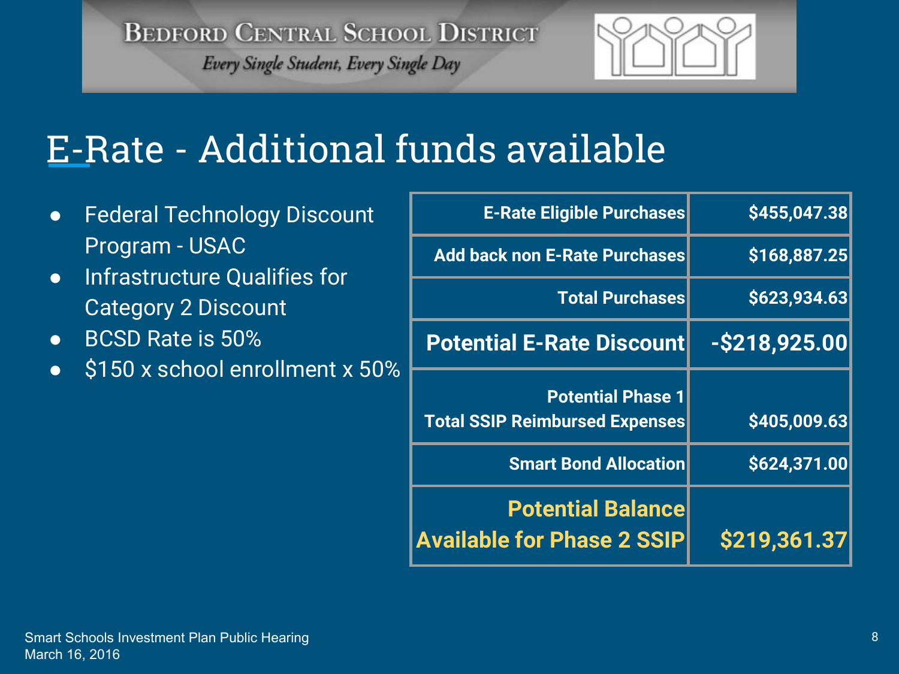# E-Rate - Additional funds available

- Federal Technology Discount Program - USAC
- Infrastructure Qualifies for Category 2 Discount
- BCSD Rate is 50%
- $150 x school enrollment x 50%

| | |
|---|---|
| **E-Rate Eligible Purchases** | **$455,047.38** |
| **Add back non E-Rate Purchases** | **$168,887.25** |
| **Total Purchases** | **$623,934.63** |
| **Potential E-Rate Discount** | **-$218,925.00** |
| **Potential Phase 1 Total SSIP Reimbursed Expenses** | **$405,009.63** |
| **Smart Bond Allocation** | **$624,371.00** |
| **Potential Balance Available for Phase 2 SSIP** | **$219,361.37** |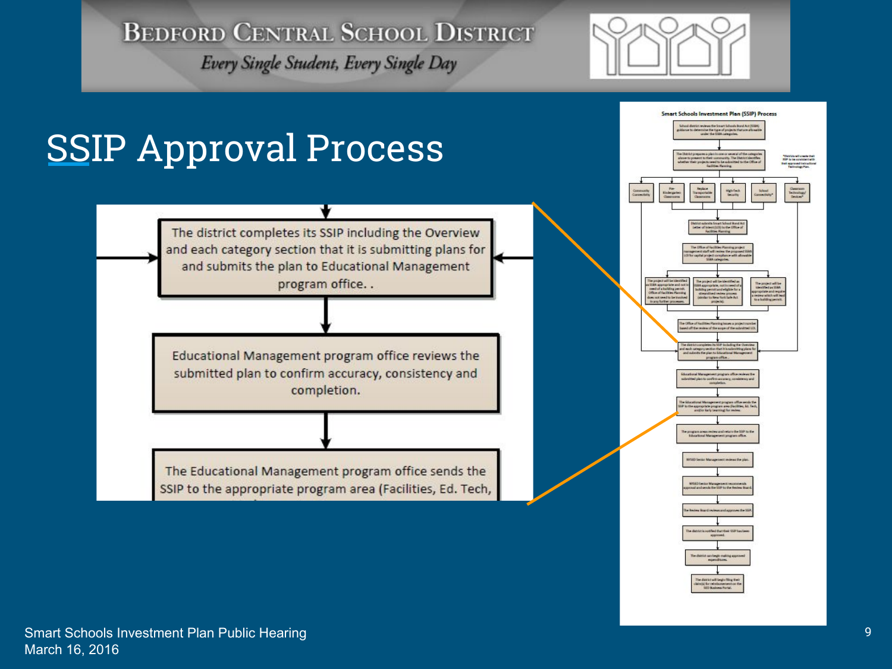# SSIP Approval Process

The district completes its SSIP including the Overview and each category section that it is submitting plans for and submits the plan to Educational Management program office. .

Educational Management program office reviews the submitted plan to confirm accuracy, consistency and completion.

The Educational Management program office sends the SSIP to the appropriate program area (Facilities, Ed. Tech,

**Smart Schools Investment Plan (SSIP) Process**

- School district reviews the Smart Schools Bond Act (SSBA) guidance to determine the type of projects that are allowable under the SSBA categories.
- The District prepares a plan to use or several of the categories above to present to their community. The District identifies whether their projects need to be submitted to the Office of Facilities Planning.
  - *Districts will create their SSIP to be consistent with their approved Instructional Technology Plan.
- Community Connectivity | Pre-Kindergarten Classrooms | Replace Transportable Classrooms | High-Tech Security | School Connectivity* | Classroom Technology/Devices*
- District submits Smart School Bond Act letter of intent (LOI) to the Office of Facilities Planning.
- The Office of Facilities Planning project management staff will review the proposed SSBA LOI for capital project compliance with allowable SSBA categories.
  - The project will be identified as SSBA appropriate and not in need of a building permit. Office of Facilities Planning does not need to be involved in any further processes.
  - The project will be identified as SSBA appropriate, not in need of a building permit and eligible for a streamlined review process (similar to New York Safe Act projects).
  - The project will be identified as SSBA appropriate and require a review which will lead to a building permit.
- The Office of Facilities Planning issues a project number based off the review of the scope of the submitted LOI.
- The district completes its SSIP including the Overview and each category section that it is submitting plans for and submits the plan to Educational Management program office.
- Educational Management program office reviews the submitted plan to confirm accuracy, consistency and completion.
- The Educational Management program office sends the SSIP to the appropriate program area (Facilities, Ed. Tech, and/or Early Learning) for review.
- The program areas review and return the SSIP to the Educational Management program office.
- NYSED Senior Management reviews the plan.
- NYSED Senior Management recommends approval and sends the SSIP to the Review Board.
- The Review Board reviews and approves the SSIP.
- The district is notified that their SSIP has been approved.
- The district can begin making approved expenditures.
- The district will begin filing their claim(s) for reimbursement on the SED Business Portal.

Smart Schools Investment Plan Public Hearing
March 16, 2016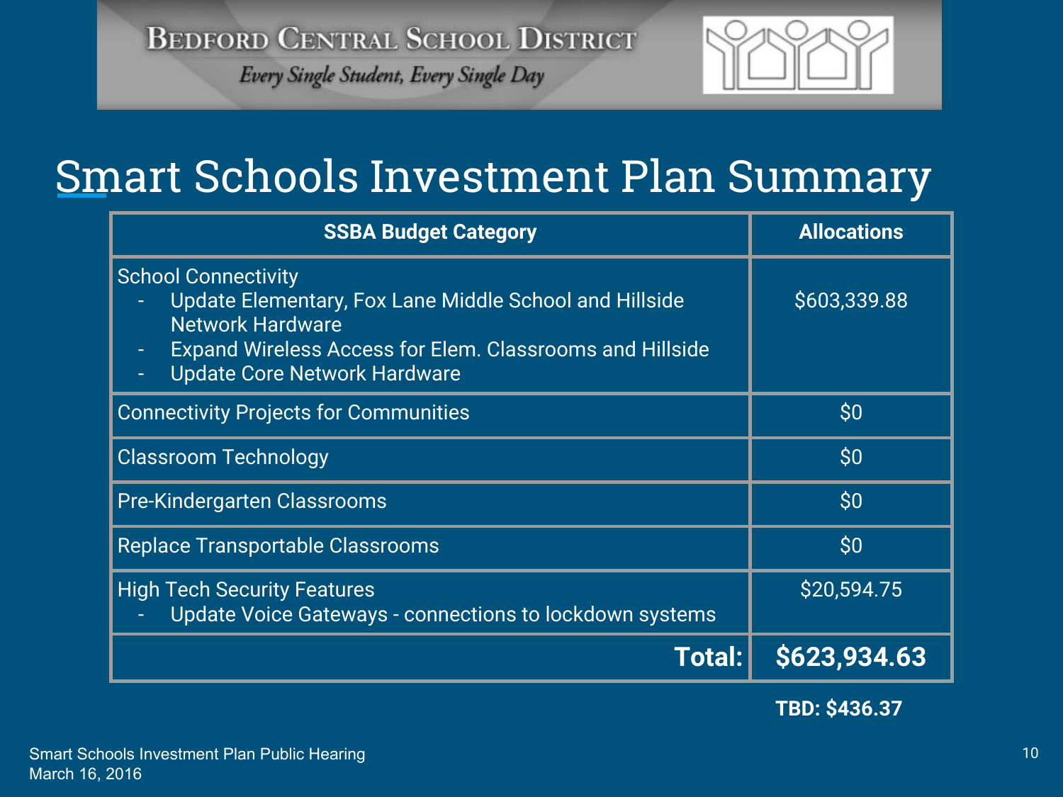Bedford Central School District

*Every Single Student, Every Single Day*

# Smart Schools Investment Plan Summary

| SSBA Budget Category | Allocations |
| --- | --- |
| School Connectivity<br>- Update Elementary, Fox Lane Middle School and Hillside Network Hardware<br>- Expand Wireless Access for Elem. Classrooms and Hillside<br>- Update Core Network Hardware | $603,339.88 |
| Connectivity Projects for Communities | $0 |
| Classroom Technology | $0 |
| Pre-Kindergarten Classrooms | $0 |
| Replace Transportable Classrooms | $0 |
| High Tech Security Features<br>- Update Voice Gateways - connections to lockdown systems | $20,594.75 |
| **Total:** | **$623,934.63** |

**TBD: $436.37**

Smart Schools Investment Plan Public Hearing
March 16, 2016